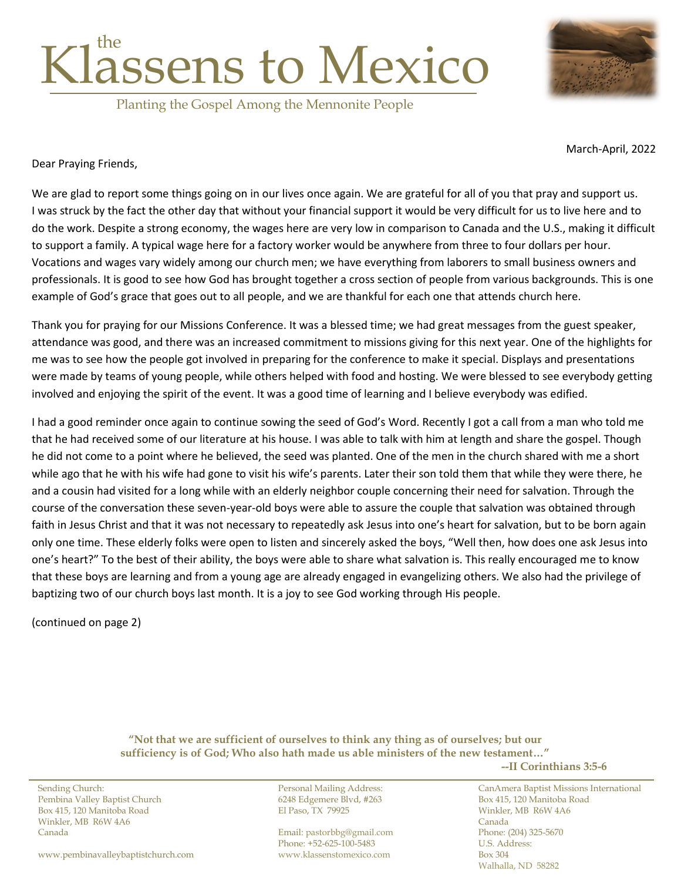# the Klassens to Mexico

Planting the Gospel Among the Mennonite People

March-April, 2022

Dear Praying Friends,

We are glad to report some things going on in our lives once again. We are grateful for all of you that pray and support us. I was struck by the fact the other day that without your financial support it would be very difficult for us to live here and to do the work. Despite a strong economy, the wages here are very low in comparison to Canada and the U.S., making it difficult to support a family. A typical wage here for a factory worker would be anywhere from three to four dollars per hour. Vocations and wages vary widely among our church men; we have everything from laborers to small business owners and professionals. It is good to see how God has brought together a cross section of people from various backgrounds. This is one example of God's grace that goes out to all people, and we are thankful for each one that attends church here.

Thank you for praying for our Missions Conference. It was a blessed time; we had great messages from the guest speaker, attendance was good, and there was an increased commitment to missions giving for this next year. One of the highlights for me was to see how the people got involved in preparing for the conference to make it special. Displays and presentations were made by teams of young people, while others helped with food and hosting. We were blessed to see everybody getting involved and enjoying the spirit of the event. It was a good time of learning and I believe everybody was edified.

I had a good reminder once again to continue sowing the seed of God's Word. Recently I got a call from a man who told me that he had received some of our literature at his house. I was able to talk with him at length and share the gospel. Though he did not come to a point where he believed, the seed was planted. One of the men in the church shared with me a short while ago that he with his wife had gone to visit his wife's parents. Later their son told them that while they were there, he and a cousin had visited for a long while with an elderly neighbor couple concerning their need for salvation. Through the course of the conversation these seven-year-old boys were able to assure the couple that salvation was obtained through faith in Jesus Christ and that it was not necessary to repeatedly ask Jesus into one's heart for salvation, but to be born again only one time. These elderly folks were open to listen and sincerely asked the boys, "Well then, how does one ask Jesus into one's heart?" To the best of their ability, the boys were able to share what salvation is. This really encouraged me to know that these boys are learning and from a young age are already engaged in evangelizing others. We also had the privilege of baptizing two of our church boys last month. It is a joy to see God working through His people.

(continued on page 2)

**"Not that we are sufficient of ourselves to think any thing as of ourselves; but our sufficiency is of God; Who also hath made us able ministers of the new testament…"**

**--II Corinthians 3:5-6**

Sending Church:
Pembina Valley Baptist Church
Box 415, 120 Manitoba Road
Winkler, MB R6W 4A6
Canada

www.pembinavalleybaptistchurch.com

Personal Mailing Address:
6248 Edgemere Blvd, #263
El Paso, TX 79925

Email: pastorbbg@gmail.com
Phone: +52-625-100-5483
www.klassenstomexico.com

CanAmera Baptist Missions International
Box 415, 120 Manitoba Road
Winkler, MB R6W 4A6
Canada
Phone: (204) 325-5670
U.S. Address:
Box 304
Walhalla, ND 58282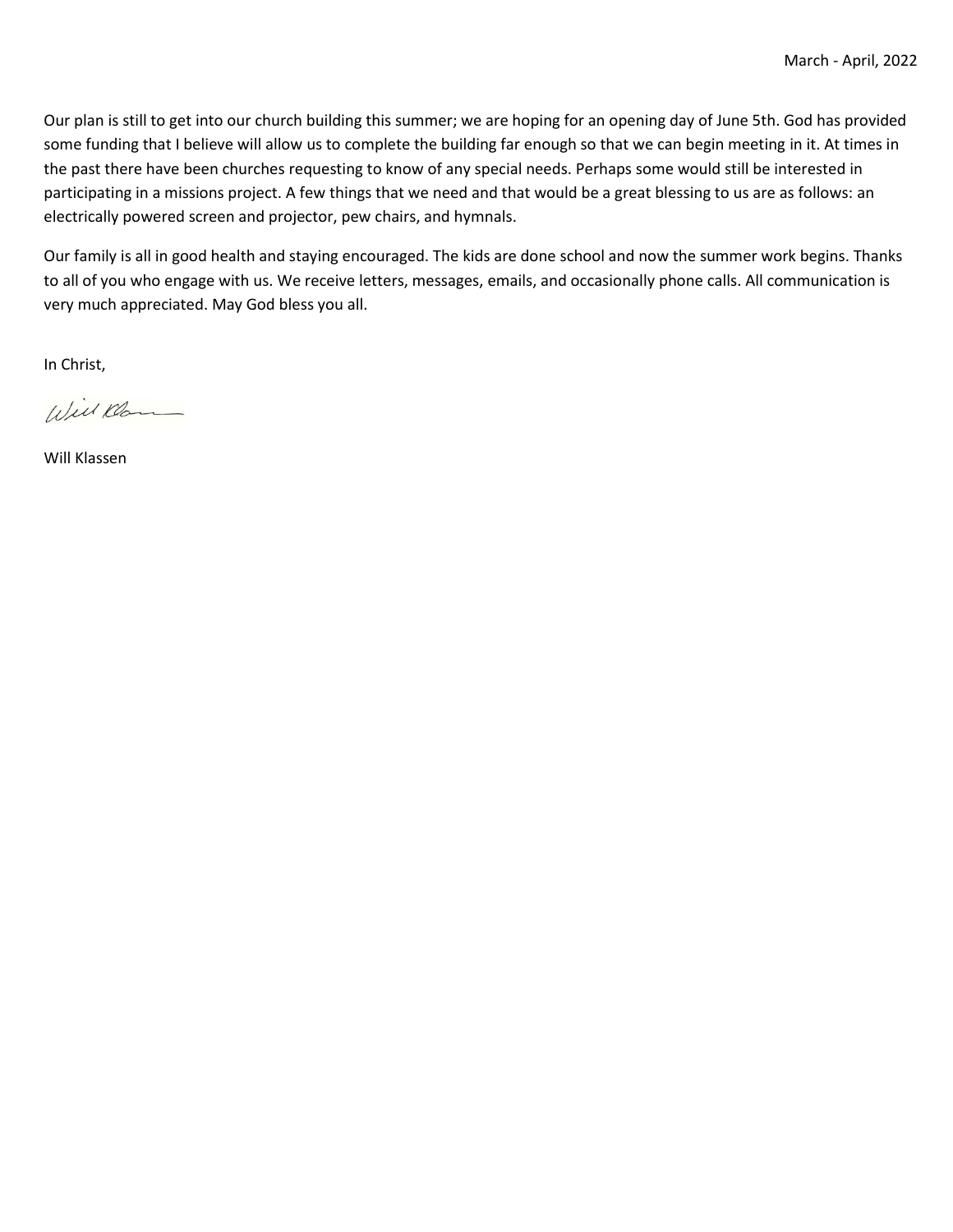March - April, 2022

Our plan is still to get into our church building this summer; we are hoping for an opening day of June 5th. God has provided some funding that I believe will allow us to complete the building far enough so that we can begin meeting in it. At times in the past there have been churches requesting to know of any special needs. Perhaps some would still be interested in participating in a missions project. A few things that we need and that would be a great blessing to us are as follows: an electrically powered screen and projector, pew chairs, and hymnals.

Our family is all in good health and staying encouraged. The kids are done school and now the summer work begins. Thanks to all of you who engage with us. We receive letters, messages, emails, and occasionally phone calls. All communication is very much appreciated. May God bless you all.

In Christ,

Will Klassen